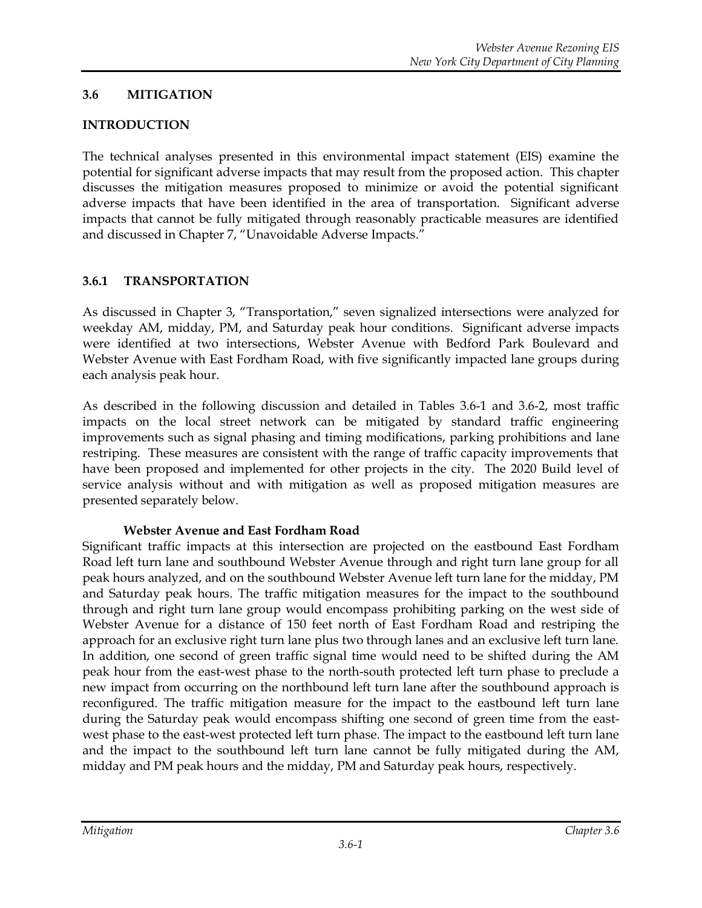## 3.6 MITIGATION

### INTRODUCTION

The technical analyses presented in this environmental impact statement (EIS) examine the potential for significant adverse impacts that may result from the proposed action. This chapter discusses the mitigation measures proposed to minimize or avoid the potential significant adverse impacts that have been identified in the area of transportation. Significant adverse impacts that cannot be fully mitigated through reasonably practicable measures are identified and discussed in Chapter 7, "Unavoidable Adverse Impacts."

### 3.6.1 TRANSPORTATION

As discussed in Chapter 3, "Transportation," seven signalized intersections were analyzed for weekday AM, midday, PM, and Saturday peak hour conditions. Significant adverse impacts were identified at two intersections, Webster Avenue with Bedford Park Boulevard and Webster Avenue with East Fordham Road, with five significantly impacted lane groups during each analysis peak hour.

As described in the following discussion and detailed in Tables 3.6-1 and 3.6-2, most traffic impacts on the local street network can be mitigated by standard traffic engineering improvements such as signal phasing and timing modifications, parking prohibitions and lane restriping. These measures are consistent with the range of traffic capacity improvements that have been proposed and implemented for other projects in the city. The 2020 Build level of service analysis without and with mitigation as well as proposed mitigation measures are presented separately below.

**Webster Avenue and East Fordham Road**

Significant traffic impacts at this intersection are projected on the eastbound East Fordham Road left turn lane and southbound Webster Avenue through and right turn lane group for all peak hours analyzed, and on the southbound Webster Avenue left turn lane for the midday, PM and Saturday peak hours. The traffic mitigation measures for the impact to the southbound through and right turn lane group would encompass prohibiting parking on the west side of Webster Avenue for a distance of 150 feet north of East Fordham Road and restriping the approach for an exclusive right turn lane plus two through lanes and an exclusive left turn lane. In addition, one second of green traffic signal time would need to be shifted during the AM peak hour from the east-west phase to the north-south protected left turn phase to preclude a new impact from occurring on the northbound left turn lane after the southbound approach is reconfigured. The traffic mitigation measure for the impact to the eastbound left turn lane during the Saturday peak would encompass shifting one second of green time from the east-west phase to the east-west protected left turn phase. The impact to the eastbound left turn lane and the impact to the southbound left turn lane cannot be fully mitigated during the AM, midday and PM peak hours and the midday, PM and Saturday peak hours, respectively.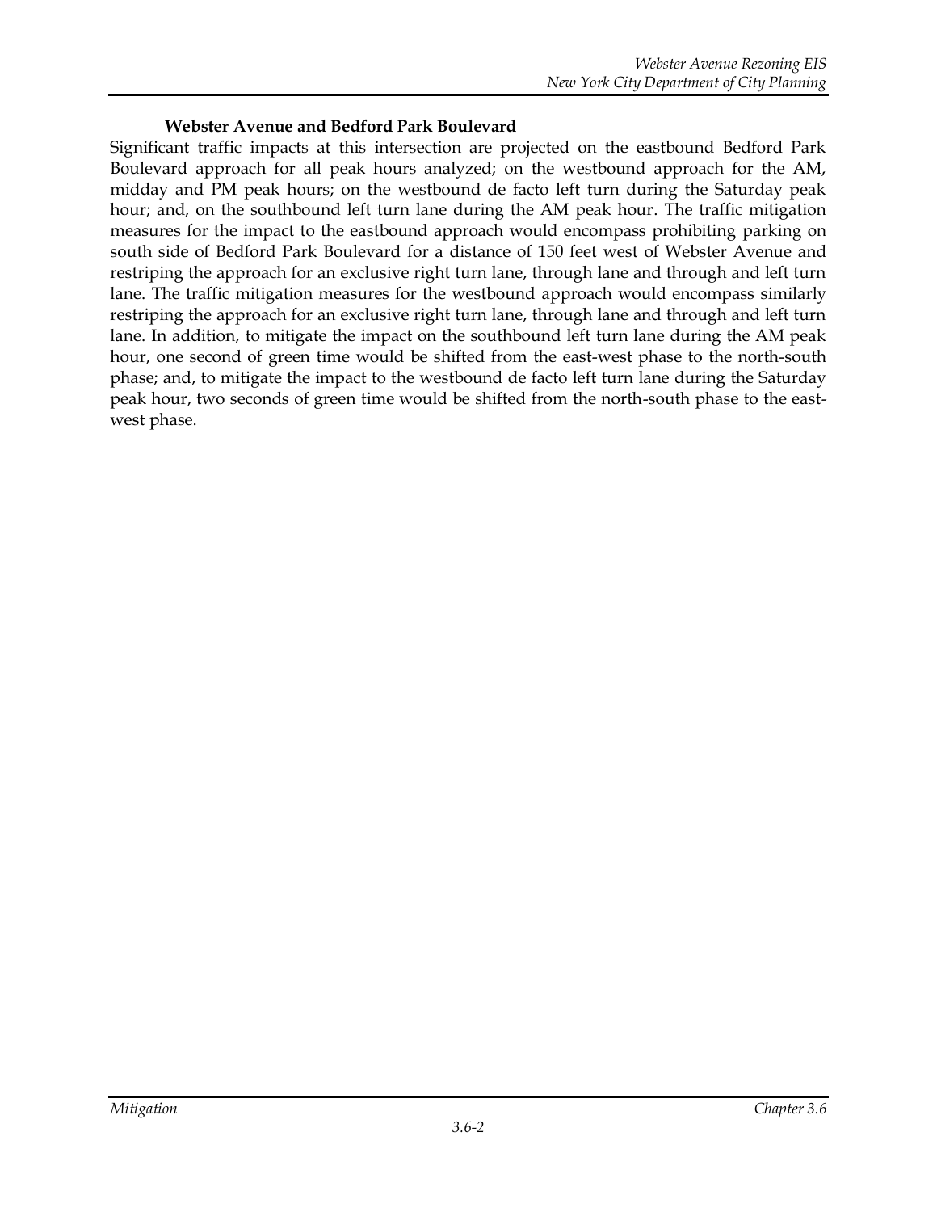**Webster Avenue and Bedford Park Boulevard**

Significant traffic impacts at this intersection are projected on the eastbound Bedford Park Boulevard approach for all peak hours analyzed; on the westbound approach for the AM, midday and PM peak hours; on the westbound de facto left turn during the Saturday peak hour; and, on the southbound left turn lane during the AM peak hour. The traffic mitigation measures for the impact to the eastbound approach would encompass prohibiting parking on south side of Bedford Park Boulevard for a distance of 150 feet west of Webster Avenue and restriping the approach for an exclusive right turn lane, through lane and through and left turn lane. The traffic mitigation measures for the westbound approach would encompass similarly restriping the approach for an exclusive right turn lane, through lane and through and left turn lane. In addition, to mitigate the impact on the southbound left turn lane during the AM peak hour, one second of green time would be shifted from the east-west phase to the north-south phase; and, to mitigate the impact to the westbound de facto left turn lane during the Saturday peak hour, two seconds of green time would be shifted from the north-south phase to the east-west phase.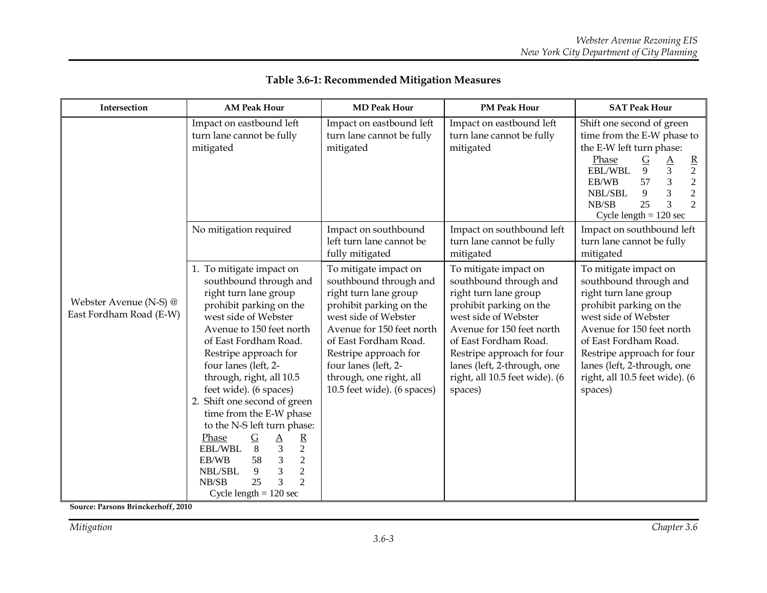## Table 3.6-1: Recommended Mitigation Measures

| Intersection | AM Peak Hour | MD Peak Hour | PM Peak Hour | SAT Peak Hour |
|---|---|---|---|---|
| Webster Avenue (N-S) @ East Fordham Road (E-W) | Impact on eastbound left turn lane cannot be fully mitigated | Impact on eastbound left turn lane cannot be fully mitigated | Impact on eastbound left turn lane cannot be fully mitigated | Shift one second of green time from the E-W phase to the E-W left turn phase:<br>Phase G A R<br>EBL/WBL 9 3 2<br>EB/WB 57 3 2<br>NBL/SBL 9 3 2<br>NB/SB 25 3 2<br>Cycle length = 120 sec |
| | No mitigation required | Impact on southbound left turn lane cannot be fully mitigated | Impact on southbound left turn lane cannot be fully mitigated | Impact on southbound left turn lane cannot be fully mitigated |
| | 1. To mitigate impact on southbound through and right turn lane group prohibit parking on the west side of Webster Avenue to 150 feet north of East Fordham Road. Restripe approach for four lanes (left, 2-through, right, all 10.5 feet wide). (6 spaces)<br>2. Shift one second of green time from the E-W phase to the N-S left turn phase:<br>Phase G A R<br>EBL/WBL 8 3 2<br>EB/WB 58 3 2<br>NBL/SBL 9 3 2<br>NB/SB 25 3 2<br>Cycle length = 120 sec | To mitigate impact on southbound through and right turn lane group prohibit parking on the west side of Webster Avenue for 150 feet north of East Fordham Road. Restripe approach for four lanes (left, 2-through, one right, all 10.5 feet wide). (6 spaces) | To mitigate impact on southbound through and right turn lane group prohibit parking on the west side of Webster Avenue for 150 feet north of East Fordham Road. Restripe approach for four lanes (left, 2-through, one right, all 10.5 feet wide). (6 spaces) | To mitigate impact on southbound through and right turn lane group prohibit parking on the west side of Webster Avenue for 150 feet north of East Fordham Road. Restripe approach for four lanes (left, 2-through, one right, all 10.5 feet wide). (6 spaces) |

**Source: Parsons Brinckerhoff, 2010**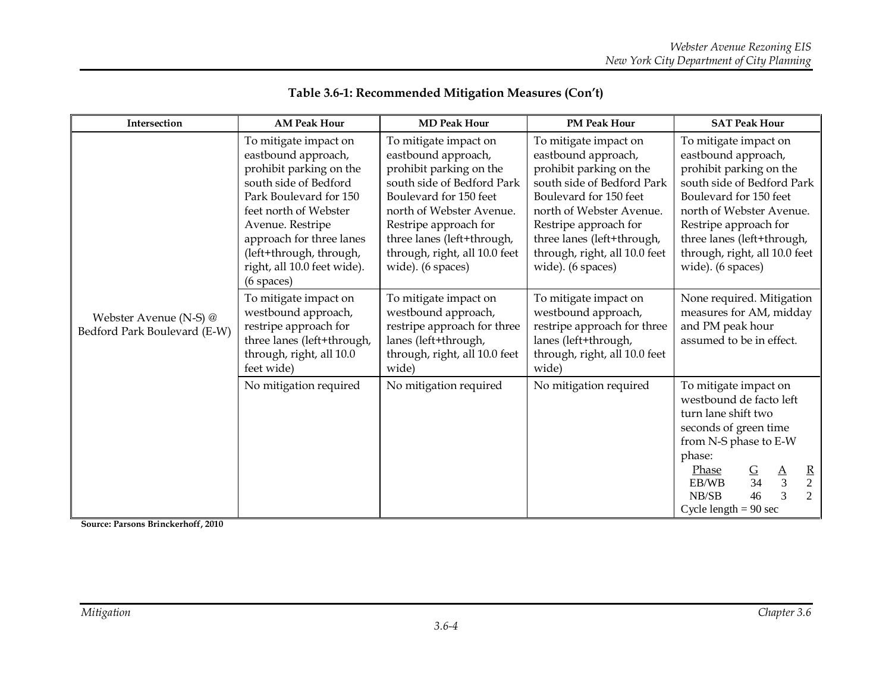**Table 3.6-1: Recommended Mitigation Measures (Con't)**

| Intersection | AM Peak Hour | MD Peak Hour | PM Peak Hour | SAT Peak Hour |
|---|---|---|---|---|
| Webster Avenue (N-S) @ Bedford Park Boulevard (E-W) | To mitigate impact on eastbound approach, prohibit parking on the south side of Bedford Park Boulevard for 150 feet north of Webster Avenue. Restripe approach for three lanes (left+through, through, right, all 10.0 feet wide). (6 spaces) | To mitigate impact on eastbound approach, prohibit parking on the south side of Bedford Park Boulevard for 150 feet north of Webster Avenue. Restripe approach for three lanes (left+through, through, right, all 10.0 feet wide). (6 spaces) | To mitigate impact on eastbound approach, prohibit parking on the south side of Bedford Park Boulevard for 150 feet north of Webster Avenue. Restripe approach for three lanes (left+through, through, right, all 10.0 feet wide). (6 spaces) | To mitigate impact on eastbound approach, prohibit parking on the south side of Bedford Park Boulevard for 150 feet north of Webster Avenue. Restripe approach for three lanes (left+through, through, right, all 10.0 feet wide). (6 spaces) |
| | To mitigate impact on westbound approach, restripe approach for three lanes (left+through, through, right, all 10.0 feet wide) | To mitigate impact on westbound approach, restripe approach for three lanes (left+through, through, right, all 10.0 feet wide) | To mitigate impact on westbound approach, restripe approach for three lanes (left+through, through, right, all 10.0 feet wide) | None required. Mitigation measures for AM, midday and PM peak hour assumed to be in effect. |
| | No mitigation required | No mitigation required | No mitigation required | To mitigate impact on westbound de facto left turn lane shift two seconds of green time from N-S phase to E-W phase:<br>Phase G A R<br>EB/WB 34 3 2<br>NB/SB 46 3 2<br>Cycle length = 90 sec |

**Source: Parsons Brinckerhoff, 2010**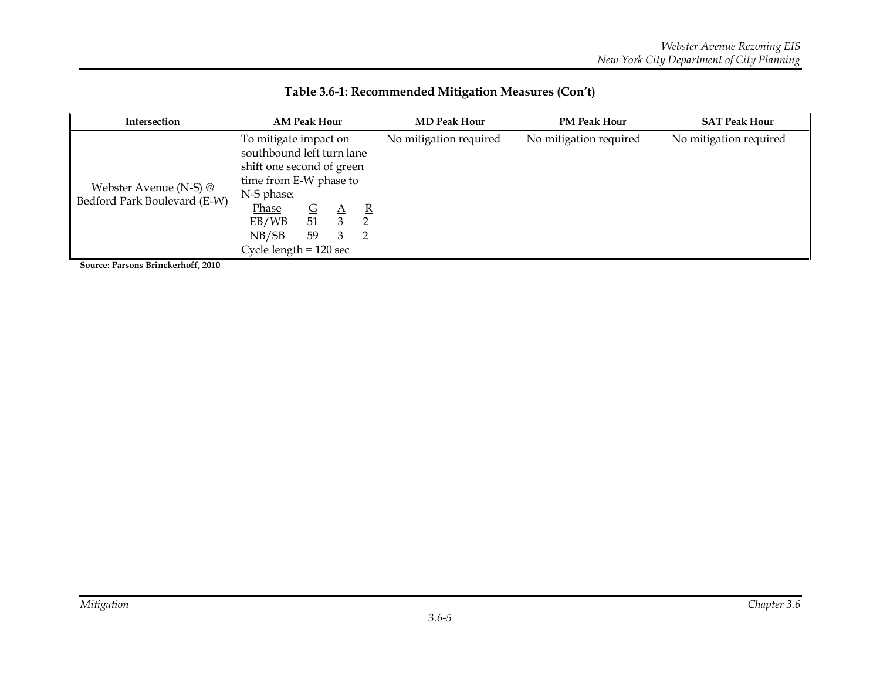**Table 3.6-1: Recommended Mitigation Measures (Con't)**

| Intersection | AM Peak Hour | MD Peak Hour | PM Peak Hour | SAT Peak Hour |
|---|---|---|---|---|
| Webster Avenue (N-S) @ Bedford Park Boulevard (E-W) | To mitigate impact on southbound left turn lane shift one second of green time from E-W phase to N-S phase:<br>Phase G A R<br>EB/WB 51 3 2<br>NB/SB 59 3 2<br>Cycle length = 120 sec | No mitigation required | No mitigation required | No mitigation required |

**Source: Parsons Brinckerhoff, 2010**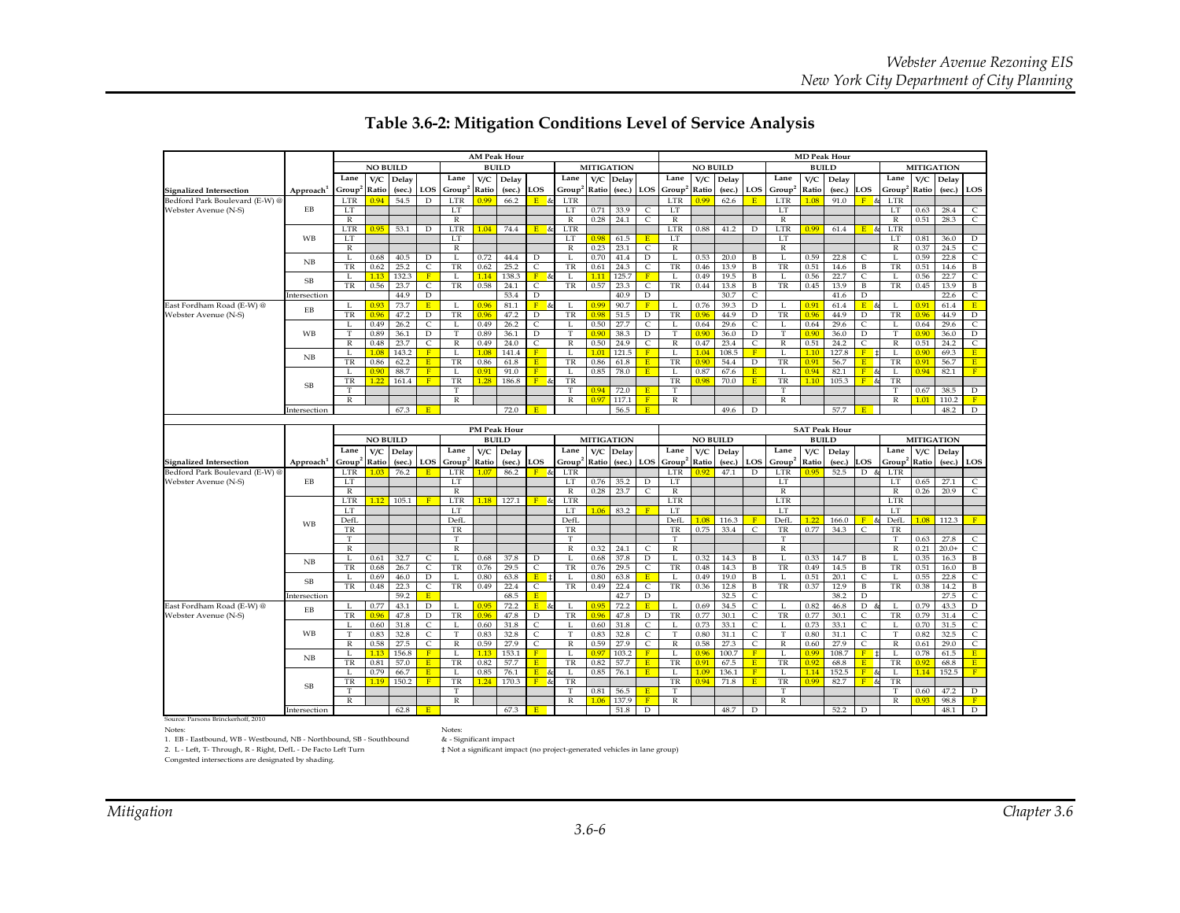## Table 3.6-2: Mitigation Conditions Level of Service Analysis

| | | AM Peak Hour | | | | | | | | | | | | MD Peak Hour | | | | | | | | | | | |
|---|---|---|---|---|---|---|---|---|---|---|---|---|---|---|---|---|---|---|---|---|---|---|---|---|---|
| | | NO BUILD | | | | BUILD | | | | MITIGATION | | | | NO BUILD | | | | BUILD | | | | MITIGATION | | | |
| Signalized Intersection | Approach[1] | Lane Group[2] | V/C Ratio | Delay (sec.) | LOS | Lane Group[2] | V/C Ratio | Delay (sec.) | LOS | Lane Group[2] | V/C Ratio | Delay (sec.) | LOS | Lane Group[2] | V/C Ratio | Delay (sec.) | LOS | Lane Group[2] | V/C Ratio | Delay (sec.) | LOS | Lane Group[2] | V/C Ratio | Delay (sec.) | LOS |
| Bedford Park Boulevard (E-W) @ Webster Avenue (N-S) | EB | LTR | 0.94 | 54.5 | D | LTR | 0.99 | 66.2 | E & | LTR | | | | LTR | 0.99 | 62.6 | E | LTR | 1.08 | 91.0 | F & | LTR | | | |
| | | LT | | | | LT | | | | LT | 0.71 | 33.9 | C | LT | | | | LT | | | | LT | 0.63 | 28.4 | C |
| | | R | | | | R | | | | R | 0.28 | 24.1 | C | R | | | | R | | | | R | 0.51 | 28.3 | C |
| | WB | LTR | 0.95 | 53.1 | D | LTR | 1.04 | 74.4 | E & | LTR | | | | LTR | 0.88 | 41.2 | D | LTR | 0.99 | 61.4 | E & | LTR | | | |
| | | LT | | | | LT | | | | LT | 0.98 | 61.5 | E | LT | | | | LT | | | | LT | 0.81 | 36.0 | D |
| | | R | | | | R | | | | R | 0.23 | 23.1 | C | R | | | | R | | | | R | 0.37 | 24.5 | C |
| | NB | L | 0.68 | 40.5 | D | L | 0.72 | 44.4 | D | L | 0.70 | 41.4 | D | L | 0.53 | 20.0 | B | L | 0.59 | 22.8 | C | L | 0.59 | 22.8 | C |
| | | TR | 0.62 | 25.2 | C | TR | 0.62 | 25.2 | C | TR | 0.61 | 24.3 | C | TR | 0.46 | 13.9 | B | TR | 0.51 | 14.6 | B | TR | 0.51 | 14.6 | B |
| | SB | L | 1.13 | 132.3 | F | L | 1.14 | 138.3 | F & | L | 1.11 | 125.7 | F | L | 0.49 | 19.5 | B | L | 0.56 | 22.7 | C | L | 0.56 | 22.7 | C |
| | | TR | 0.56 | 23.7 | C | TR | 0.58 | 24.1 | C | TR | 0.57 | 23.3 | C | TR | 0.44 | 13.8 | B | TR | 0.45 | 13.9 | B | TR | 0.45 | 13.9 | B |
| | Intersection | | | 44.9 | D | | | 53.4 | D | | | 40.9 | D | | | 30.7 | C | | | 41.6 | D | | | 22.6 | C |
| East Fordham Road (E-W) @ Webster Avenue (N-S) | EB | L | 0.93 | 73.7 | E | L | 0.96 | 81.1 | F & | L | 0.99 | 90.7 | F | L | 0.76 | 39.3 | D | L | 0.91 | 61.4 | E & | L | 0.91 | 61.4 | E |
| | | TR | 0.96 | 47.2 | D | TR | 0.96 | 47.2 | D | TR | 0.98 | 51.5 | D | TR | 0.96 | 44.9 | D | TR | 0.96 | 44.9 | D | TR | 0.96 | 44.9 | D |
| | WB | L | 0.49 | 26.2 | C | L | 0.49 | 26.2 | C | L | 0.50 | 27.7 | C | L | 0.64 | 29.6 | C | L | 0.64 | 29.6 | C | L | 0.64 | 29.6 | C |
| | | T | 0.89 | 36.1 | D | T | 0.89 | 36.1 | D | T | 0.90 | 38.3 | D | T | 0.90 | 36.0 | D | T | 0.90 | 36.0 | D | T | 0.90 | 36.0 | D |
| | | R | 0.48 | 23.7 | C | R | 0.49 | 24.0 | C | R | 0.50 | 24.9 | C | R | 0.47 | 23.4 | C | R | 0.51 | 24.2 | C | R | 0.51 | 24.2 | C |
| | NB | L | 1.08 | 143.2 | F | L | 1.08 | 141.4 | F | L | 1.01 | 121.5 | F | L | 1.04 | 108.5 | F | L | 1.10 | 127.8 | F ‡ | L | 0.90 | 69.3 | E |
| | | TR | 0.86 | 62.2 | E | TR | 0.86 | 61.8 | E | TR | 0.86 | 61.8 | E | TR | 0.90 | 54.4 | D | TR | 0.91 | 56.7 | E | TR | 0.91 | 56.7 | E |
| | SB | L | 0.90 | 88.7 | F | L | 0.91 | 91.0 | F | L | 0.85 | 78.0 | E | L | 0.87 | 67.6 | E | L | 0.94 | 82.1 | F & | L | 0.94 | 82.1 | F |
| | | TR | 1.22 | 161.4 | F | TR | 1.28 | 186.8 | F & | TR | | | | TR | 0.98 | 70.0 | E | TR | 1.10 | 105.3 | F & | TR | | | |
| | | T | | | | T | | | | T | 0.94 | 72.0 | E | T | | | | T | | | | T | 0.67 | 38.5 | D |
| | | R | | | | R | | | | R | 0.97 | 117.1 | F | R | | | | R | | | | R | 1.01 | 110.2 | F |
| | Intersection | | | 67.3 | E | | | 72.0 | E | | | 56.5 | E | | | 49.6 | D | | | 57.7 | E | | | 48.2 | D |

| | | PM Peak Hour | | | | | | | | | | | | SAT Peak Hour | | | | | | | | | | | |
|---|---|---|---|---|---|---|---|---|---|---|---|---|---|---|---|---|---|---|---|---|---|---|---|---|---|
| | | NO BUILD | | | | BUILD | | | | MITIGATION | | | | NO BUILD | | | | BUILD | | | | MITIGATION | | | |
| Signalized Intersection | Approach[1] | Lane Group[2] | V/C Ratio | Delay (sec.) | LOS | Lane Group[2] | V/C Ratio | Delay (sec.) | LOS | Lane Group[2] | V/C Ratio | Delay (sec.) | LOS | Lane Group[2] | V/C Ratio | Delay (sec.) | LOS | Lane Group[2] | V/C Ratio | Delay (sec.) | LOS | Lane Group[2] | V/C Ratio | Delay (sec.) | LOS |
| Bedford Park Boulevard (E-W) @ Webster Avenue (N-S) | EB | LTR | 1.03 | 76.2 | E | LTR | 1.07 | 86.2 | F & | LTR | | | | LTR | 0.92 | 47.1 | D | LTR | 0.95 | 52.5 | D & | LTR | | | |
| | | LT | | | | LT | | | | LT | 0.76 | 35.2 | D | LT | | | | LT | | | | LT | 0.65 | 27.1 | C |
| | | R | | | | R | | | | R | 0.28 | 23.7 | C | R | | | | R | | | | R | 0.26 | 20.9 | C |
| | WB | LTR | 1.12 | 105.1 | F | LTR | 1.18 | 127.1 | F & | LTR | | | | LTR | | | | LTR | | | | LTR | | | |
| | | LT | | | | LT | | | | LT | 1.06 | 83.2 | F | LT | | | | LT | | | | LT | | | |
| | | DefL | | | | DefL | | | | DefL | | | | DefL | 1.08 | 116.3 | F | DefL | 1.22 | 166.0 | F & | DefL | 1.08 | 112.3 | F |
| | | TR | | | | TR | | | | TR | | | | TR | 0.75 | 33.4 | C | TR | 0.77 | 34.3 | C | TR | | | |
| | | T | | | | T | | | | T | | | | T | | | | T | | | | T | 0.63 | 27.8 | C |
| | | R | | | | R | | | | R | 0.32 | 24.1 | C | R | | | | R | | | | R | 0.21 | 20.0+ | C |
| | NB | L | 0.61 | 32.7 | C | L | 0.68 | 37.8 | D | L | 0.68 | 37.8 | D | L | 0.32 | 14.3 | B | L | 0.33 | 14.7 | B | L | 0.35 | 16.3 | B |
| | | TR | 0.68 | 26.7 | C | TR | 0.76 | 29.5 | C | TR | 0.76 | 29.5 | C | TR | 0.48 | 14.3 | B | TR | 0.49 | 14.5 | B | TR | 0.51 | 16.0 | B |
| | SB | L | 0.69 | 46.0 | D | L | 0.80 | 63.8 | E ‡ | L | 0.80 | 63.8 | E | L | 0.49 | 19.0 | B | L | 0.51 | 20.1 | C | L | 0.55 | 22.8 | C |
| | | TR | 0.48 | 22.3 | C | TR | 0.49 | 22.4 | C | TR | 0.49 | 22.4 | C | TR | 0.36 | 12.8 | B | TR | 0.37 | 12.9 | B | TR | 0.38 | 14.2 | B |
| | Intersection | | | 59.2 | E | | | 68.5 | E | | | 42.7 | D | | | 32.5 | C | | | 38.2 | D | | | 27.5 | C |
| East Fordham Road (E-W) @ Webster Avenue (N-S) | EB | L | 0.77 | 43.1 | D | L | 0.95 | 72.2 | E & | L | 0.95 | 72.2 | E | L | 0.69 | 34.5 | C | L | 0.82 | 46.8 | D & | L | 0.79 | 43.3 | D |
| | | TR | 0.96 | 47.8 | D | TR | 0.96 | 47.8 | D | TR | 0.96 | 47.8 | D | TR | 0.77 | 30.1 | C | TR | 0.77 | 30.1 | C | TR | 0.79 | 31.4 | C |
| | WB | L | 0.60 | 31.8 | C | L | 0.60 | 31.8 | C | L | 0.60 | 31.8 | C | L | 0.73 | 33.1 | C | L | 0.73 | 33.1 | C | L | 0.70 | 31.5 | C |
| | | T | 0.83 | 32.8 | C | T | 0.83 | 32.8 | C | T | 0.83 | 32.8 | C | T | 0.80 | 31.1 | C | T | 0.80 | 31.1 | C | T | 0.82 | 32.5 | C |
| | | R | 0.58 | 27.5 | C | R | 0.59 | 27.9 | C | R | 0.59 | 27.9 | C | R | 0.58 | 27.3 | C | R | 0.60 | 27.9 | C | R | 0.61 | 29.0 | C |
| | NB | L | 1.13 | 156.8 | F | L | 1.13 | 153.1 | F | L | 0.97 | 103.2 | F | L | 0.96 | 100.7 | F | L | 0.99 | 108.7 | F ‡ | L | 0.78 | 61.5 | E |
| | | TR | 0.81 | 57.0 | E | TR | 0.82 | 57.7 | E | TR | 0.82 | 57.7 | E | TR | 0.91 | 67.5 | E | TR | 0.92 | 68.8 | E | TR | 0.92 | 68.8 | E |
| | SB | L | 0.79 | 66.7 | E | L | 0.85 | 76.1 | E & | L | 0.85 | 76.1 | E | L | 1.09 | 136.1 | F | L | 1.14 | 152.5 | F & | L | 1.14 | 152.5 | F |
| | | TR | 1.19 | 150.2 | F | TR | 1.24 | 170.3 | F & | TR | | | | TR | 0.94 | 71.8 | E | TR | 0.99 | 82.7 | F & | TR | | | |
| | | T | | | | T | | | | T | 0.81 | 56.5 | E | T | | | | T | | | | T | 0.60 | 47.2 | D |
| | | R | | | | R | | | | R | 1.06 | 137.9 | F | R | | | | R | | | | R | 0.93 | 98.8 | F |
| | Intersection | | | 62.8 | E | | | 67.3 | E | | | 51.8 | D | | | 48.7 | D | | | 52.2 | D | | | 48.1 | D |

Source: Parsons Brinckerhoff, 2010

Notes:
1. EB - Eastbound, WB - Westbound, NB - Northbound, SB - Southbound
2. L - Left, T- Through, R - Right, DefL - De Facto Left Turn
Congested intersections are designated by shading.

Notes:
& - Significant impact
‡ Not a significant impact (no project-generated vehicles in lane group)